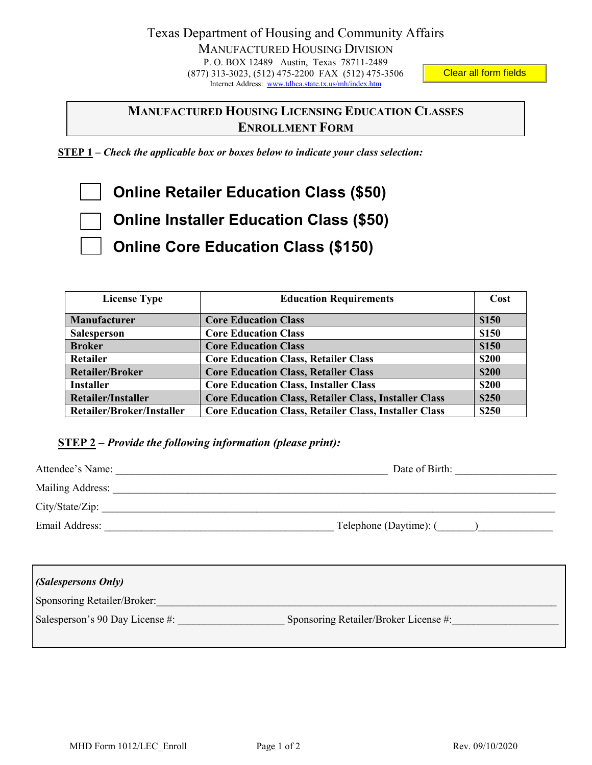Texas Department of Housing and Community Affairs

MANUFACTURED HOUSING DIVISION

P. O. BOX 12489 Austin, Texas 78711-2489

(877) 313-3023, (512) 475-2200 FAX (512) 475-3506

Internet Address: www.tdhca.state.tx.us/mh/index.htm

Clear all form fields

# MANUFACTURED HOUSING LICENSING EDUCATION CLASSES ENROLLMENT FORM

**STEP 1** – ***Check the applicable box or boxes below to indicate your class selection:***

- ☐ **Online Retailer Education Class ($50)**
- ☐ **Online Installer Education Class ($50)**
- ☐ **Online Core Education Class ($150)**

| License Type | Education Requirements | Cost |
|---|---|---|
| **Manufacturer** | **Core Education Class** | **$150** |
| **Salesperson** | **Core Education Class** | **$150** |
| **Broker** | **Core Education Class** | **$150** |
| **Retailer** | **Core Education Class, Retailer Class** | **$200** |
| **Retailer/Broker** | **Core Education Class, Retailer Class** | **$200** |
| **Installer** | **Core Education Class, Installer Class** | **$200** |
| **Retailer/Installer** | **Core Education Class, Retailer Class, Installer Class** | **$250** |
| **Retailer/Broker/Installer** | **Core Education Class, Retailer Class, Installer Class** | **$250** |

**STEP 2** – ***Provide the following information (please print):***

Attendee's Name: ____________________ Date of Birth: ____________

Mailing Address: ____________________

City/State/Zip: ____________________

Email Address: ____________________ Telephone (Daytime): (_______)____________

***(Salespersons Only)***

Sponsoring Retailer/Broker: ____________________

Salesperson's 90 Day License #: ____________ Sponsoring Retailer/Broker License #: ____________

MHD Form 1012/LEC_Enroll Rev. 09/10/2020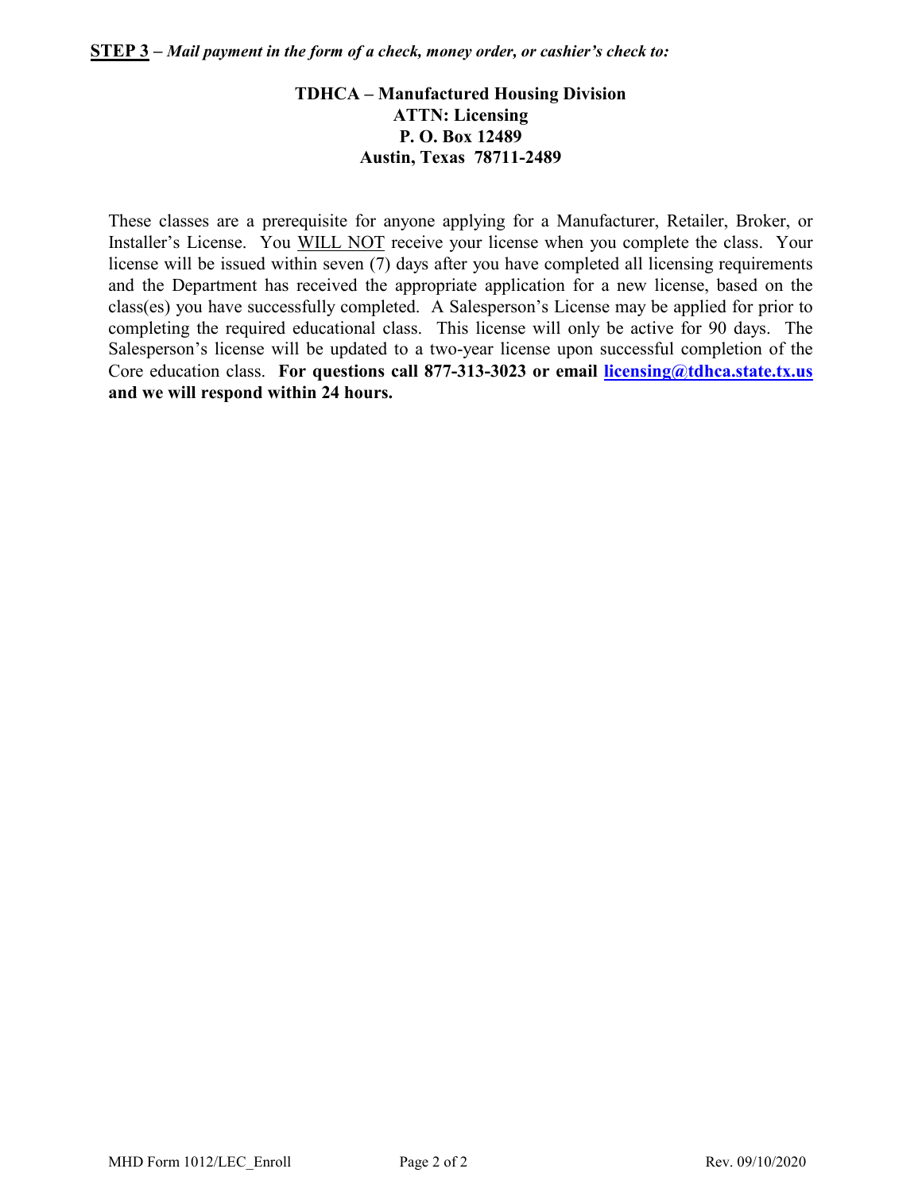**STEP 3** – ***Mail payment in the form of a check, money order, or cashier's check to:***

**TDHCA – Manufactured Housing Division**
**ATTN: Licensing**
**P. O. Box 12489**
**Austin, Texas 78711-2489**

These classes are a prerequisite for anyone applying for a Manufacturer, Retailer, Broker, or Installer's License. You WILL NOT receive your license when you complete the class. Your license will be issued within seven (7) days after you have completed all licensing requirements and the Department has received the appropriate application for a new license, based on the class(es) you have successfully completed. A Salesperson's License may be applied for prior to completing the required educational class. This license will only be active for 90 days. The Salesperson's license will be updated to a two-year license upon successful completion of the Core education class. **For questions call 877-313-3023 or email [licensing@tdhca.state.tx.us](mailto:licensing@tdhca.state.tx.us) and we will respond within 24 hours.**

MHD Form 1012/LEC_Enroll Rev. 09/10/2020